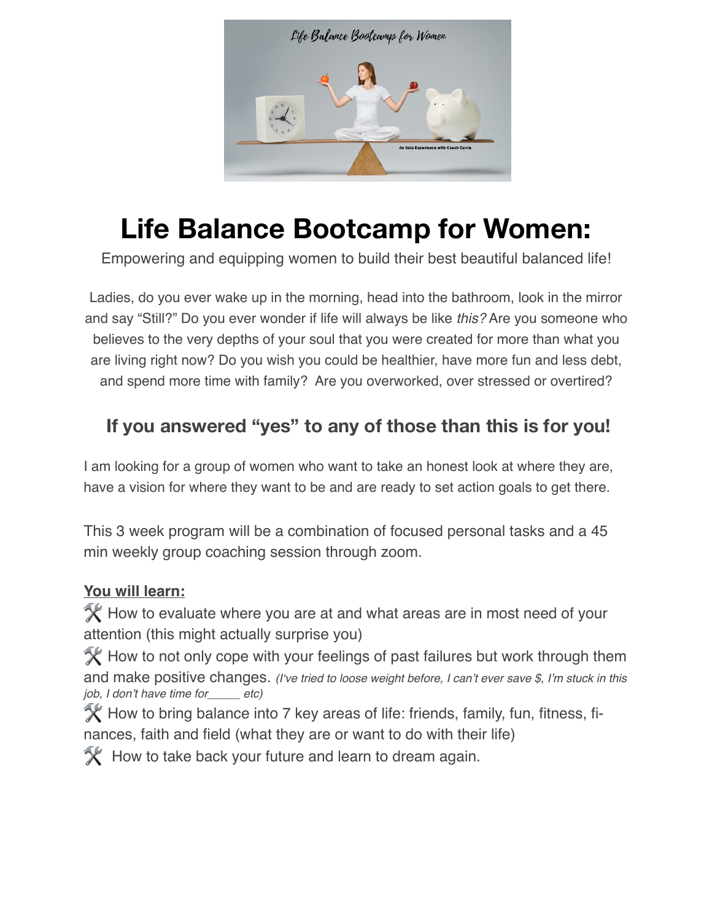# Life Balance Bootcamp for Women:

Empowering and equipping women to build their best beautiful balanced life!

Ladies, do you ever wake up in the morning, head into the bathroom, look in the mirror and say "Still?" Do you ever wonder if life will always be like *this?* Are you someone who believes to the very depths of your soul that you were created for more than what you are living right now? Do you wish you could be healthier, have more fun and less debt, and spend more time with family? Are you overworked, over stressed or overtired?

## If you answered "yes" to any of those than this is for you!

I am looking for a group of women who want to take an honest look at where they are, have a vision for where they want to be and are ready to set action goals to get there.

This 3 week program will be a combination of focused personal tasks and a 45 min weekly group coaching session through zoom.

**You will learn:**

🛠 How to evaluate where you are at and what areas are in most need of your attention (this might actually surprise you)

🛠 How to not only cope with your feelings of past failures but work through them and make positive changes. *(I've tried to loose weight before, I can't ever save $, I'm stuck in this job, I don't have time for_____ etc)*

🛠 How to bring balance into 7 key areas of life: friends, family, fun, fitness, finances, faith and field (what they are or want to do with their life)

🛠 How to take back your future and learn to dream again.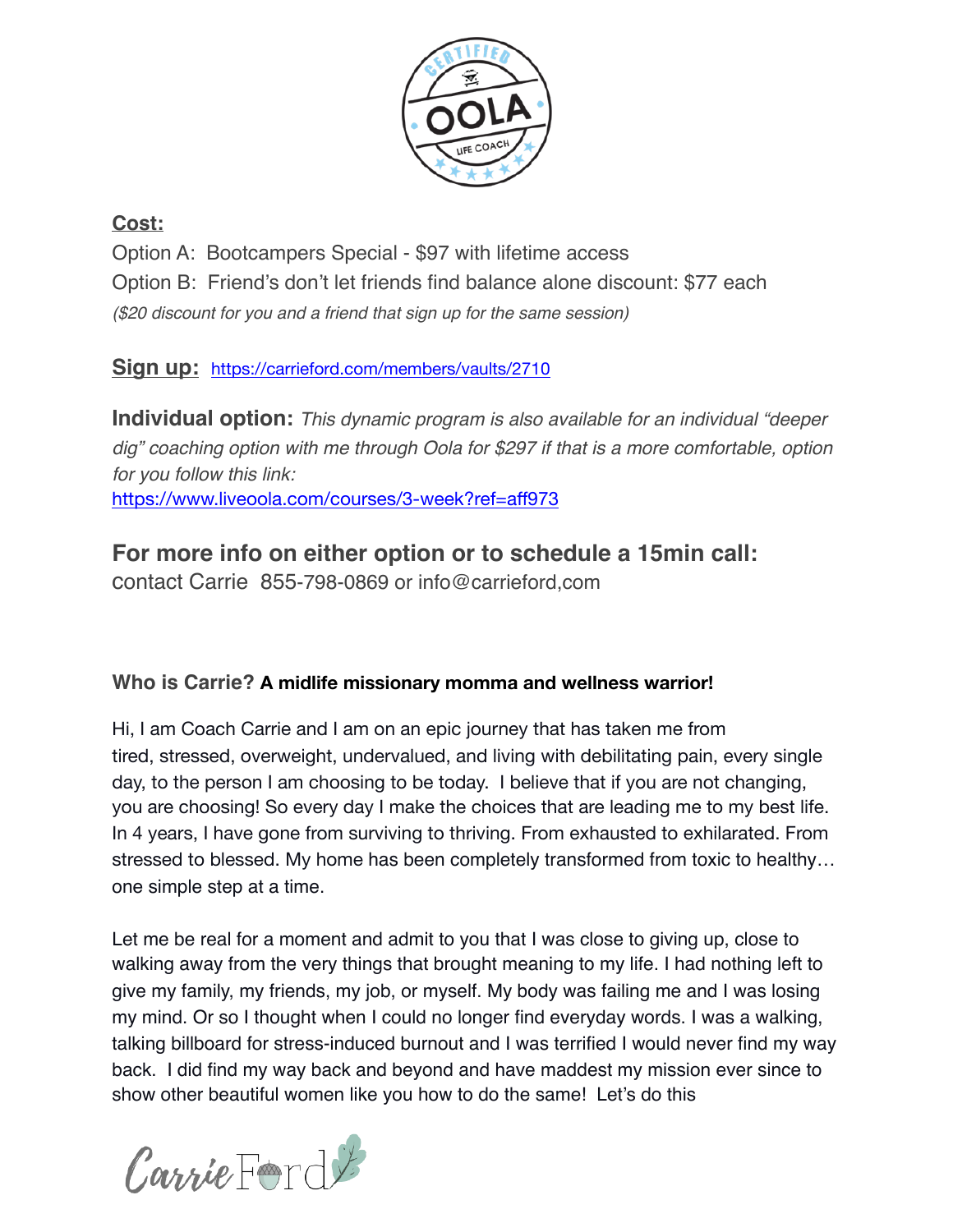**Cost:**

Option A:  Bootcampers Special - $97 with lifetime access

Option B:  Friend's don't let friends find balance alone discount: $77 each

*($20 discount for you and a friend that sign up for the same session)*

**Sign up:** https://carrieford.com/members/vaults/2710

**Individual option:** *This dynamic program is also available for an individual "deeper dig" coaching option with me through Oola for $297 if that is a more comfortable, option for you follow this link:*
https://www.liveoola.com/courses/3-week?ref=aff973

**For more info on either option or to schedule a 15min call:**
contact Carrie  855-798-0869 or info@carrieford,com

**Who is Carrie? A midlife missionary momma and wellness warrior!**

Hi, I am Coach Carrie and I am on an epic journey that has taken me from tired, stressed, overweight, undervalued, and living with debilitating pain, every single day, to the person I am choosing to be today.  I believe that if you are not changing, you are choosing! So every day I make the choices that are leading me to my best life. In 4 years, I have gone from surviving to thriving. From exhausted to exhilarated. From stressed to blessed. My home has been completely transformed from toxic to healthy… one simple step at a time.

Let me be real for a moment and admit to you that I was close to giving up, close to walking away from the very things that brought meaning to my life. I had nothing left to give my family, my friends, my job, or myself. My body was failing me and I was losing my mind. Or so I thought when I could no longer find everyday words. I was a walking, talking billboard for stress-induced burnout and I was terrified I would never find my way back.  I did find my way back and beyond and have maddest my mission ever since to show other beautiful women like you how to do the same!  Let's do this

Carrie Ford